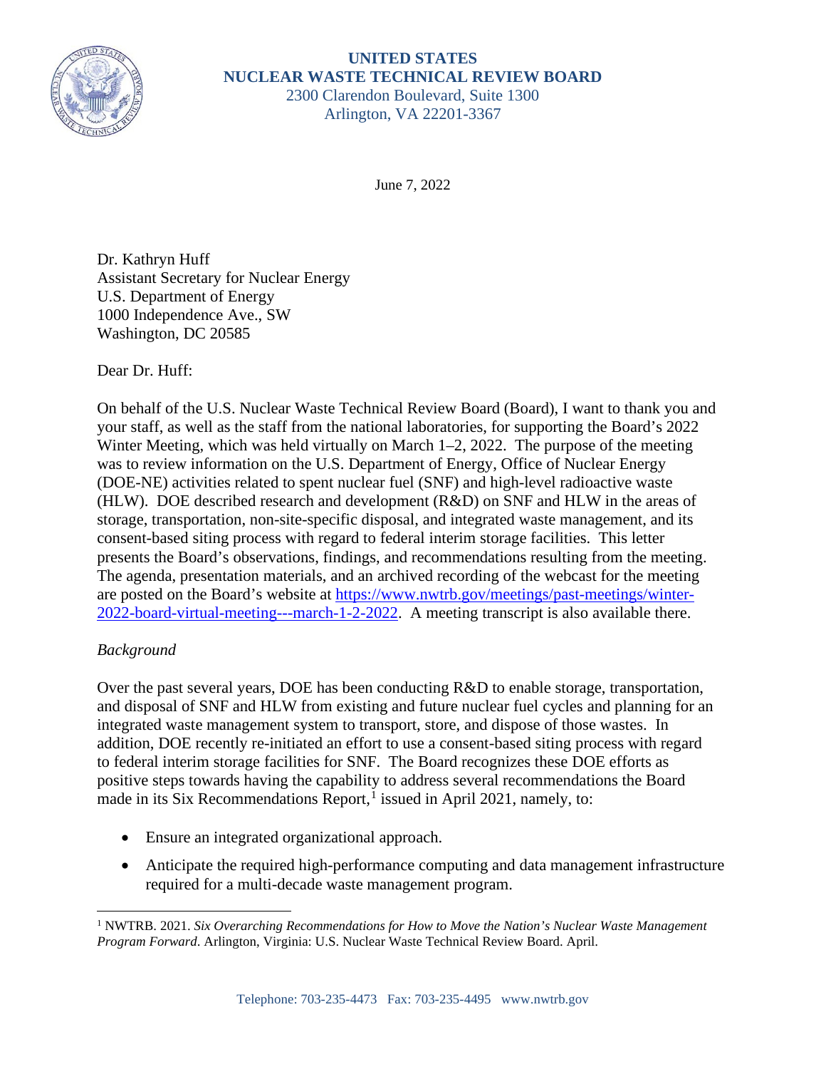**UNITED STATES**
**NUCLEAR WASTE TECHNICAL REVIEW BOARD**
2300 Clarendon Boulevard, Suite 1300
Arlington, VA 22201-3367

June 7, 2022

Dr. Kathryn Huff
Assistant Secretary for Nuclear Energy
U.S. Department of Energy
1000 Independence Ave., SW
Washington, DC 20585

Dear Dr. Huff:

On behalf of the U.S. Nuclear Waste Technical Review Board (Board), I want to thank you and your staff, as well as the staff from the national laboratories, for supporting the Board's 2022 Winter Meeting, which was held virtually on March 1–2, 2022. The purpose of the meeting was to review information on the U.S. Department of Energy, Office of Nuclear Energy (DOE-NE) activities related to spent nuclear fuel (SNF) and high-level radioactive waste (HLW). DOE described research and development (R&D) on SNF and HLW in the areas of storage, transportation, non-site-specific disposal, and integrated waste management, and its consent-based siting process with regard to federal interim storage facilities. This letter presents the Board's observations, findings, and recommendations resulting from the meeting. The agenda, presentation materials, and an archived recording of the webcast for the meeting are posted on the Board's website at https://www.nwtrb.gov/meetings/past-meetings/winter-2022-board-virtual-meeting---march-1-2-2022. A meeting transcript is also available there.

*Background*

Over the past several years, DOE has been conducting R&D to enable storage, transportation, and disposal of SNF and HLW from existing and future nuclear fuel cycles and planning for an integrated waste management system to transport, store, and dispose of those wastes. In addition, DOE recently re-initiated an effort to use a consent-based siting process with regard to federal interim storage facilities for SNF. The Board recognizes these DOE efforts as positive steps towards having the capability to address several recommendations the Board made in its Six Recommendations Report,[1] issued in April 2021, namely, to:

- Ensure an integrated organizational approach.
- Anticipate the required high-performance computing and data management infrastructure required for a multi-decade waste management program.

[1] NWTRB. 2021. *Six Overarching Recommendations for How to Move the Nation's Nuclear Waste Management Program Forward*. Arlington, Virginia: U.S. Nuclear Waste Technical Review Board. April.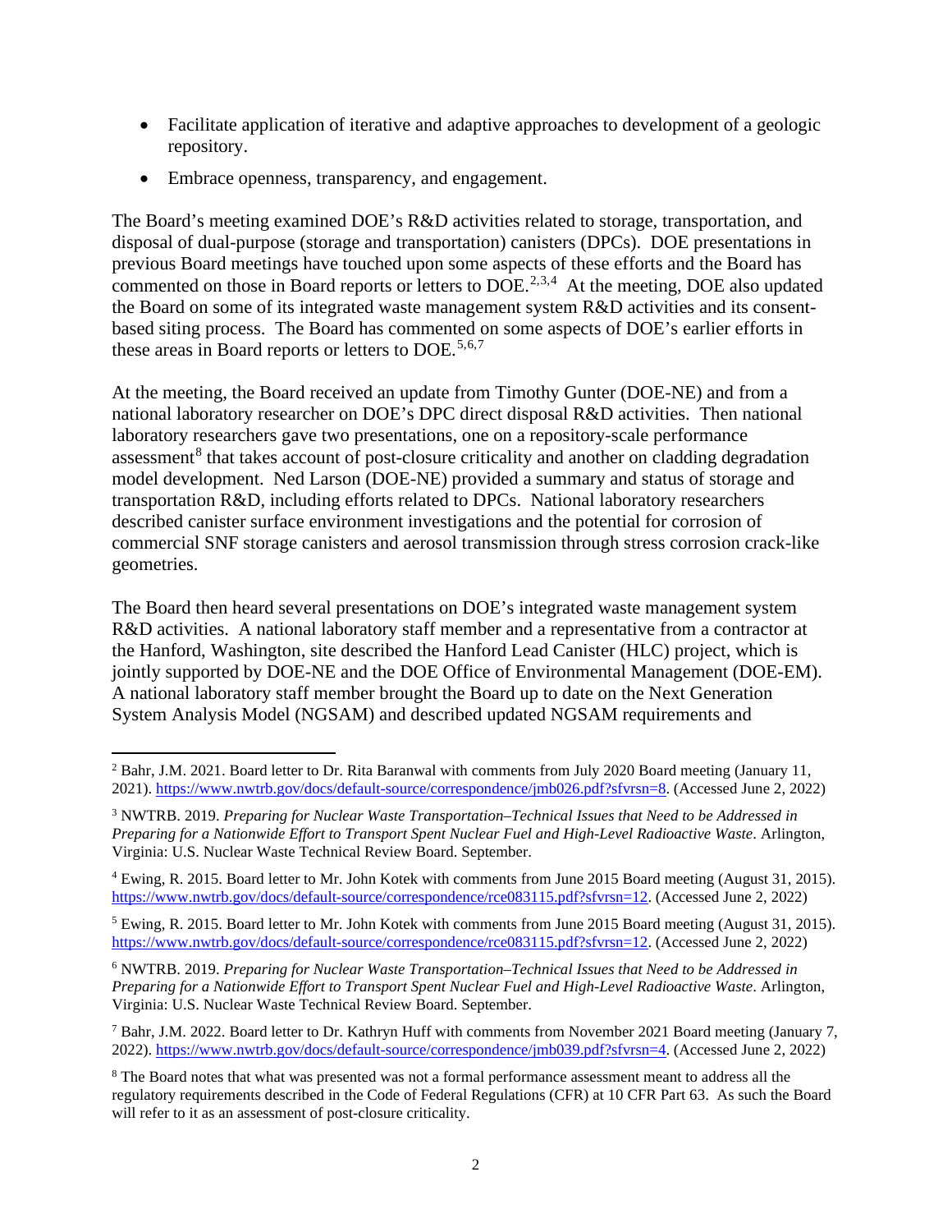- Facilitate application of iterative and adaptive approaches to development of a geologic repository.
- Embrace openness, transparency, and engagement.

The Board's meeting examined DOE's R&D activities related to storage, transportation, and disposal of dual-purpose (storage and transportation) canisters (DPCs). DOE presentations in previous Board meetings have touched upon some aspects of these efforts and the Board has commented on those in Board reports or letters to DOE.[2,3,4] At the meeting, DOE also updated the Board on some of its integrated waste management system R&D activities and its consent-based siting process. The Board has commented on some aspects of DOE's earlier efforts in these areas in Board reports or letters to DOE.[5,6,7]

At the meeting, the Board received an update from Timothy Gunter (DOE-NE) and from a national laboratory researcher on DOE's DPC direct disposal R&D activities. Then national laboratory researchers gave two presentations, one on a repository-scale performance assessment[8] that takes account of post-closure criticality and another on cladding degradation model development. Ned Larson (DOE-NE) provided a summary and status of storage and transportation R&D, including efforts related to DPCs. National laboratory researchers described canister surface environment investigations and the potential for corrosion of commercial SNF storage canisters and aerosol transmission through stress corrosion crack-like geometries.

The Board then heard several presentations on DOE's integrated waste management system R&D activities. A national laboratory staff member and a representative from a contractor at the Hanford, Washington, site described the Hanford Lead Canister (HLC) project, which is jointly supported by DOE-NE and the DOE Office of Environmental Management (DOE-EM). A national laboratory staff member brought the Board up to date on the Next Generation System Analysis Model (NGSAM) and described updated NGSAM requirements and

---

[2] Bahr, J.M. 2021. Board letter to Dr. Rita Baranwal with comments from July 2020 Board meeting (January 11, 2021). https://www.nwtrb.gov/docs/default-source/correspondence/jmb026.pdf?sfvrsn=8. (Accessed June 2, 2022)

[3] NWTRB. 2019. *Preparing for Nuclear Waste Transportation–Technical Issues that Need to be Addressed in Preparing for a Nationwide Effort to Transport Spent Nuclear Fuel and High-Level Radioactive Waste*. Arlington, Virginia: U.S. Nuclear Waste Technical Review Board. September.

[4] Ewing, R. 2015. Board letter to Mr. John Kotek with comments from June 2015 Board meeting (August 31, 2015). https://www.nwtrb.gov/docs/default-source/correspondence/rce083115.pdf?sfvrsn=12. (Accessed June 2, 2022)

[5] Ewing, R. 2015. Board letter to Mr. John Kotek with comments from June 2015 Board meeting (August 31, 2015). https://www.nwtrb.gov/docs/default-source/correspondence/rce083115.pdf?sfvrsn=12. (Accessed June 2, 2022)

[6] NWTRB. 2019. *Preparing for Nuclear Waste Transportation–Technical Issues that Need to be Addressed in Preparing for a Nationwide Effort to Transport Spent Nuclear Fuel and High-Level Radioactive Waste*. Arlington, Virginia: U.S. Nuclear Waste Technical Review Board. September.

[7] Bahr, J.M. 2022. Board letter to Dr. Kathryn Huff with comments from November 2021 Board meeting (January 7, 2022). https://www.nwtrb.gov/docs/default-source/correspondence/jmb039.pdf?sfvrsn=4. (Accessed June 2, 2022)

[8] The Board notes that what was presented was not a formal performance assessment meant to address all the regulatory requirements described in the Code of Federal Regulations (CFR) at 10 CFR Part 63. As such the Board will refer to it as an assessment of post-closure criticality.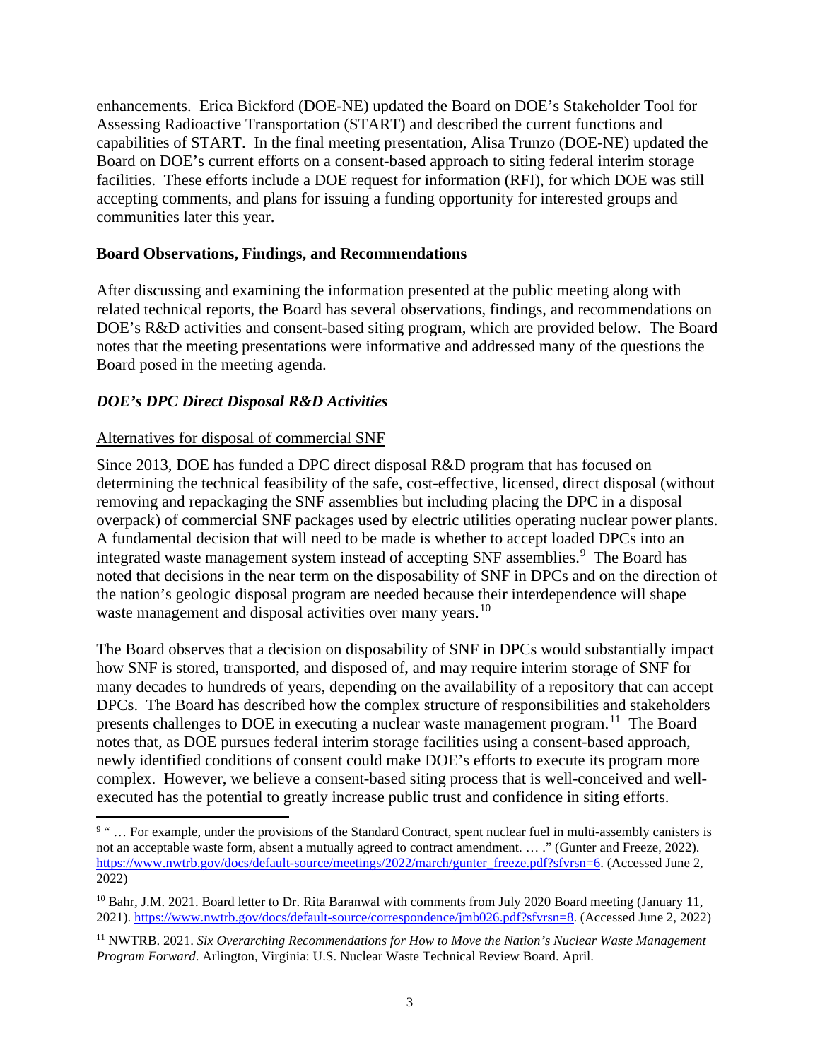enhancements. Erica Bickford (DOE-NE) updated the Board on DOE's Stakeholder Tool for Assessing Radioactive Transportation (START) and described the current functions and capabilities of START. In the final meeting presentation, Alisa Trunzo (DOE-NE) updated the Board on DOE's current efforts on a consent-based approach to siting federal interim storage facilities. These efforts include a DOE request for information (RFI), for which DOE was still accepting comments, and plans for issuing a funding opportunity for interested groups and communities later this year.

**Board Observations, Findings, and Recommendations**

After discussing and examining the information presented at the public meeting along with related technical reports, the Board has several observations, findings, and recommendations on DOE's R&D activities and consent-based siting program, which are provided below. The Board notes that the meeting presentations were informative and addressed many of the questions the Board posed in the meeting agenda.

***DOE's DPC Direct Disposal R&D Activities***

Alternatives for disposal of commercial SNF

Since 2013, DOE has funded a DPC direct disposal R&D program that has focused on determining the technical feasibility of the safe, cost-effective, licensed, direct disposal (without removing and repackaging the SNF assemblies but including placing the DPC in a disposal overpack) of commercial SNF packages used by electric utilities operating nuclear power plants. A fundamental decision that will need to be made is whether to accept loaded DPCs into an integrated waste management system instead of accepting SNF assemblies.[9] The Board has noted that decisions in the near term on the disposability of SNF in DPCs and on the direction of the nation's geologic disposal program are needed because their interdependence will shape waste management and disposal activities over many years.[10]

The Board observes that a decision on disposability of SNF in DPCs would substantially impact how SNF is stored, transported, and disposed of, and may require interim storage of SNF for many decades to hundreds of years, depending on the availability of a repository that can accept DPCs. The Board has described how the complex structure of responsibilities and stakeholders presents challenges to DOE in executing a nuclear waste management program.[11] The Board notes that, as DOE pursues federal interim storage facilities using a consent-based approach, newly identified conditions of consent could make DOE's efforts to execute its program more complex. However, we believe a consent-based siting process that is well-conceived and well-executed has the potential to greatly increase public trust and confidence in siting efforts.

---

[9] " … For example, under the provisions of the Standard Contract, spent nuclear fuel in multi-assembly canisters is not an acceptable waste form, absent a mutually agreed to contract amendment. … ." (Gunter and Freeze, 2022). https://www.nwtrb.gov/docs/default-source/meetings/2022/march/gunter_freeze.pdf?sfvrsn=6. (Accessed June 2, 2022)

[10] Bahr, J.M. 2021. Board letter to Dr. Rita Baranwal with comments from July 2020 Board meeting (January 11, 2021). https://www.nwtrb.gov/docs/default-source/correspondence/jmb026.pdf?sfvrsn=8. (Accessed June 2, 2022)

[11] NWTRB. 2021. *Six Overarching Recommendations for How to Move the Nation's Nuclear Waste Management Program Forward*. Arlington, Virginia: U.S. Nuclear Waste Technical Review Board. April.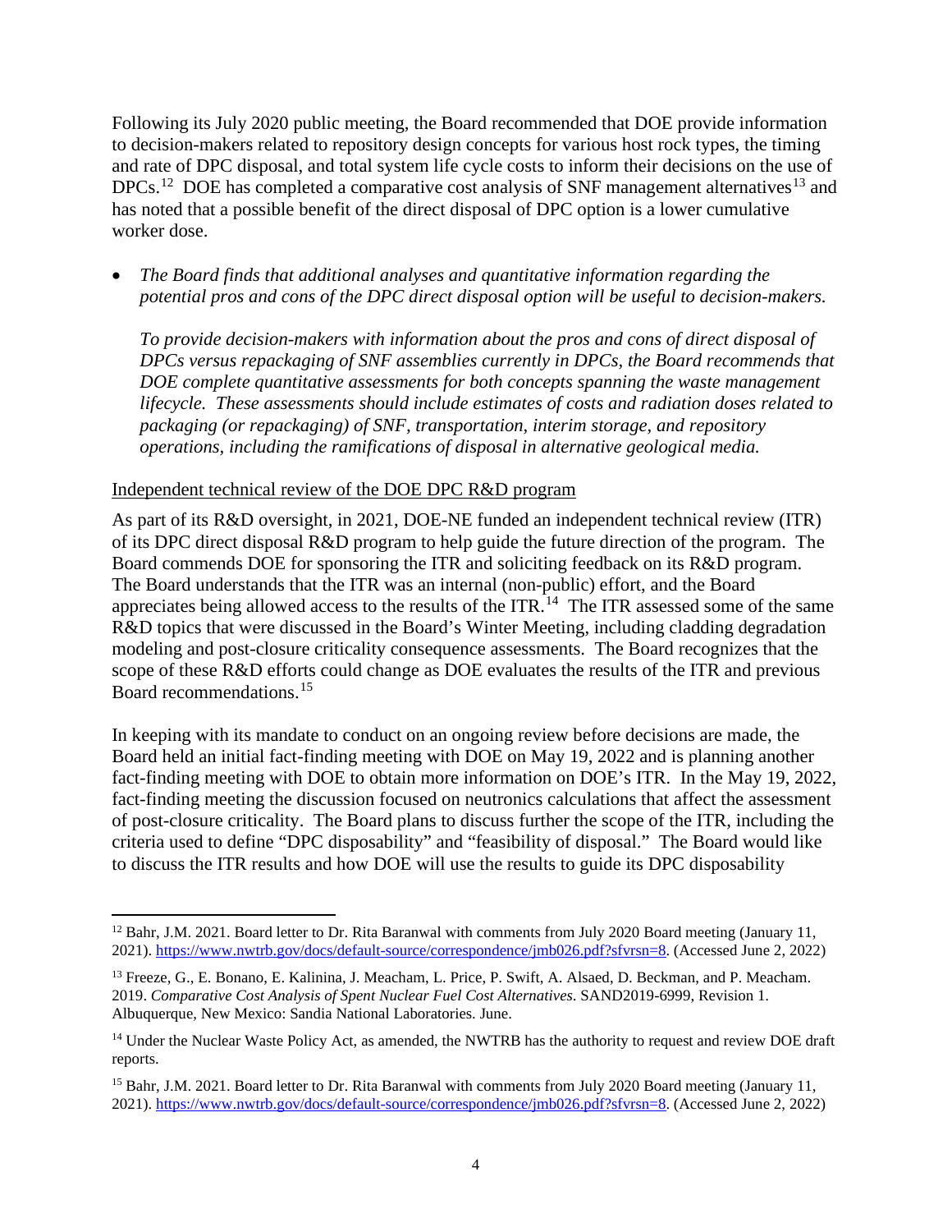Following its July 2020 public meeting, the Board recommended that DOE provide information to decision-makers related to repository design concepts for various host rock types, the timing and rate of DPC disposal, and total system life cycle costs to inform their decisions on the use of DPCs.[12] DOE has completed a comparative cost analysis of SNF management alternatives[13] and has noted that a possible benefit of the direct disposal of DPC option is a lower cumulative worker dose.

- *The Board finds that additional analyses and quantitative information regarding the potential pros and cons of the DPC direct disposal option will be useful to decision-makers.*

  *To provide decision-makers with information about the pros and cons of direct disposal of DPCs versus repackaging of SNF assemblies currently in DPCs, the Board recommends that DOE complete quantitative assessments for both concepts spanning the waste management lifecycle. These assessments should include estimates of costs and radiation doses related to packaging (or repackaging) of SNF, transportation, interim storage, and repository operations, including the ramifications of disposal in alternative geological media.*

Independent technical review of the DOE DPC R&D program

As part of its R&D oversight, in 2021, DOE-NE funded an independent technical review (ITR) of its DPC direct disposal R&D program to help guide the future direction of the program. The Board commends DOE for sponsoring the ITR and soliciting feedback on its R&D program. The Board understands that the ITR was an internal (non-public) effort, and the Board appreciates being allowed access to the results of the ITR.[14] The ITR assessed some of the same R&D topics that were discussed in the Board's Winter Meeting, including cladding degradation modeling and post-closure criticality consequence assessments. The Board recognizes that the scope of these R&D efforts could change as DOE evaluates the results of the ITR and previous Board recommendations.[15]

In keeping with its mandate to conduct on an ongoing review before decisions are made, the Board held an initial fact-finding meeting with DOE on May 19, 2022 and is planning another fact-finding meeting with DOE to obtain more information on DOE's ITR. In the May 19, 2022, fact-finding meeting the discussion focused on neutronics calculations that affect the assessment of post-closure criticality. The Board plans to discuss further the scope of the ITR, including the criteria used to define "DPC disposability" and "feasibility of disposal." The Board would like to discuss the ITR results and how DOE will use the results to guide its DPC disposability

---

[12] Bahr, J.M. 2021. Board letter to Dr. Rita Baranwal with comments from July 2020 Board meeting (January 11, 2021). https://www.nwtrb.gov/docs/default-source/correspondence/jmb026.pdf?sfvrsn=8. (Accessed June 2, 2022)

[13] Freeze, G., E. Bonano, E. Kalinina, J. Meacham, L. Price, P. Swift, A. Alsaed, D. Beckman, and P. Meacham. 2019. *Comparative Cost Analysis of Spent Nuclear Fuel Cost Alternatives.* SAND2019-6999, Revision 1. Albuquerque, New Mexico: Sandia National Laboratories. June.

[14] Under the Nuclear Waste Policy Act, as amended, the NWTRB has the authority to request and review DOE draft reports.

[15] Bahr, J.M. 2021. Board letter to Dr. Rita Baranwal with comments from July 2020 Board meeting (January 11, 2021). https://www.nwtrb.gov/docs/default-source/correspondence/jmb026.pdf?sfvrsn=8. (Accessed June 2, 2022)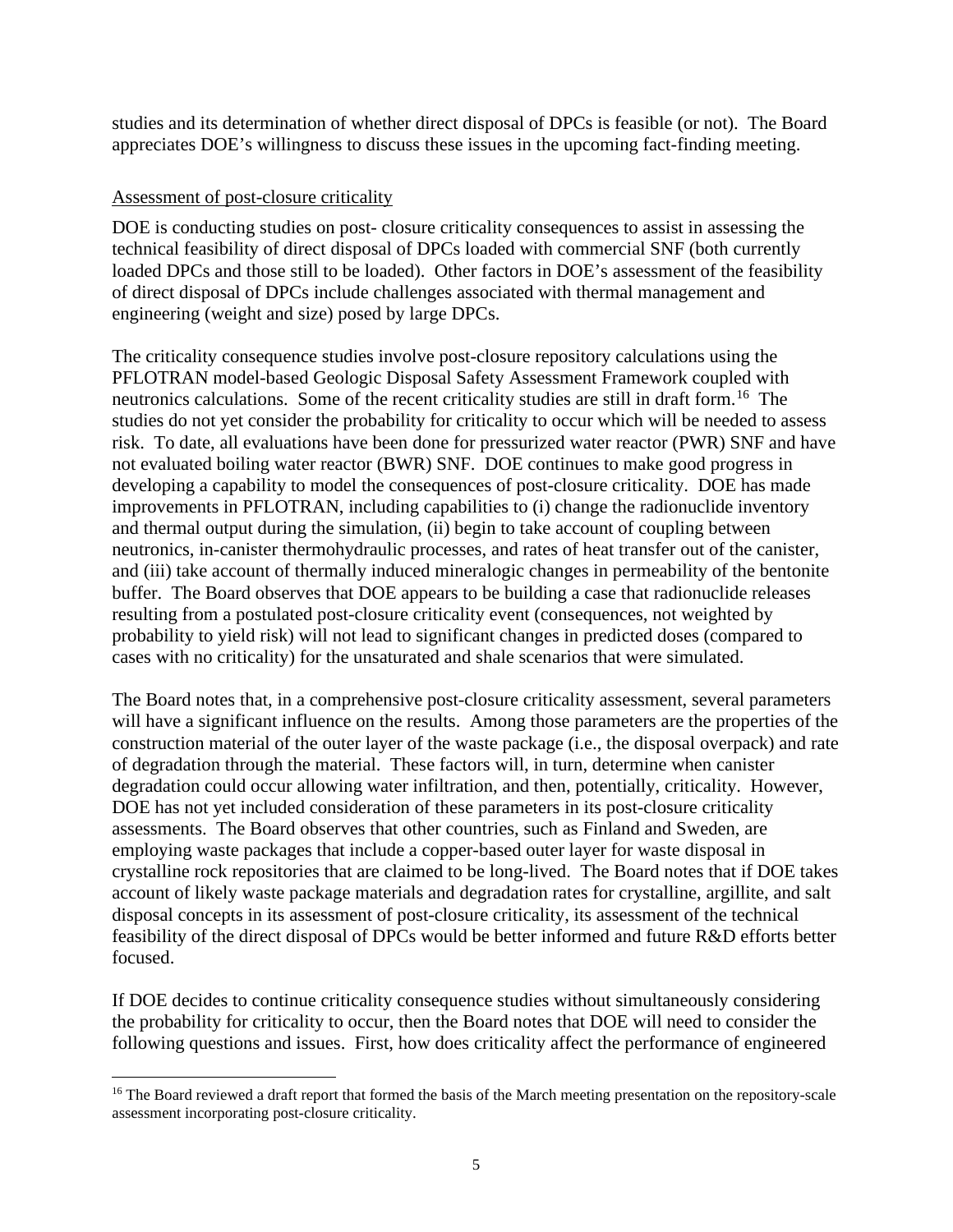studies and its determination of whether direct disposal of DPCs is feasible (or not). The Board appreciates DOE's willingness to discuss these issues in the upcoming fact-finding meeting.

Assessment of post-closure criticality

DOE is conducting studies on post- closure criticality consequences to assist in assessing the technical feasibility of direct disposal of DPCs loaded with commercial SNF (both currently loaded DPCs and those still to be loaded). Other factors in DOE's assessment of the feasibility of direct disposal of DPCs include challenges associated with thermal management and engineering (weight and size) posed by large DPCs.

The criticality consequence studies involve post-closure repository calculations using the PFLOTRAN model-based Geologic Disposal Safety Assessment Framework coupled with neutronics calculations. Some of the recent criticality studies are still in draft form.[16] The studies do not yet consider the probability for criticality to occur which will be needed to assess risk. To date, all evaluations have been done for pressurized water reactor (PWR) SNF and have not evaluated boiling water reactor (BWR) SNF. DOE continues to make good progress in developing a capability to model the consequences of post-closure criticality. DOE has made improvements in PFLOTRAN, including capabilities to (i) change the radionuclide inventory and thermal output during the simulation, (ii) begin to take account of coupling between neutronics, in-canister thermohydraulic processes, and rates of heat transfer out of the canister, and (iii) take account of thermally induced mineralogic changes in permeability of the bentonite buffer. The Board observes that DOE appears to be building a case that radionuclide releases resulting from a postulated post-closure criticality event (consequences, not weighted by probability to yield risk) will not lead to significant changes in predicted doses (compared to cases with no criticality) for the unsaturated and shale scenarios that were simulated.

The Board notes that, in a comprehensive post-closure criticality assessment, several parameters will have a significant influence on the results. Among those parameters are the properties of the construction material of the outer layer of the waste package (i.e., the disposal overpack) and rate of degradation through the material. These factors will, in turn, determine when canister degradation could occur allowing water infiltration, and then, potentially, criticality. However, DOE has not yet included consideration of these parameters in its post-closure criticality assessments. The Board observes that other countries, such as Finland and Sweden, are employing waste packages that include a copper-based outer layer for waste disposal in crystalline rock repositories that are claimed to be long-lived. The Board notes that if DOE takes account of likely waste package materials and degradation rates for crystalline, argillite, and salt disposal concepts in its assessment of post-closure criticality, its assessment of the technical feasibility of the direct disposal of DPCs would be better informed and future R&D efforts better focused.

If DOE decides to continue criticality consequence studies without simultaneously considering the probability for criticality to occur, then the Board notes that DOE will need to consider the following questions and issues. First, how does criticality affect the performance of engineered

---

[16] The Board reviewed a draft report that formed the basis of the March meeting presentation on the repository-scale assessment incorporating post-closure criticality.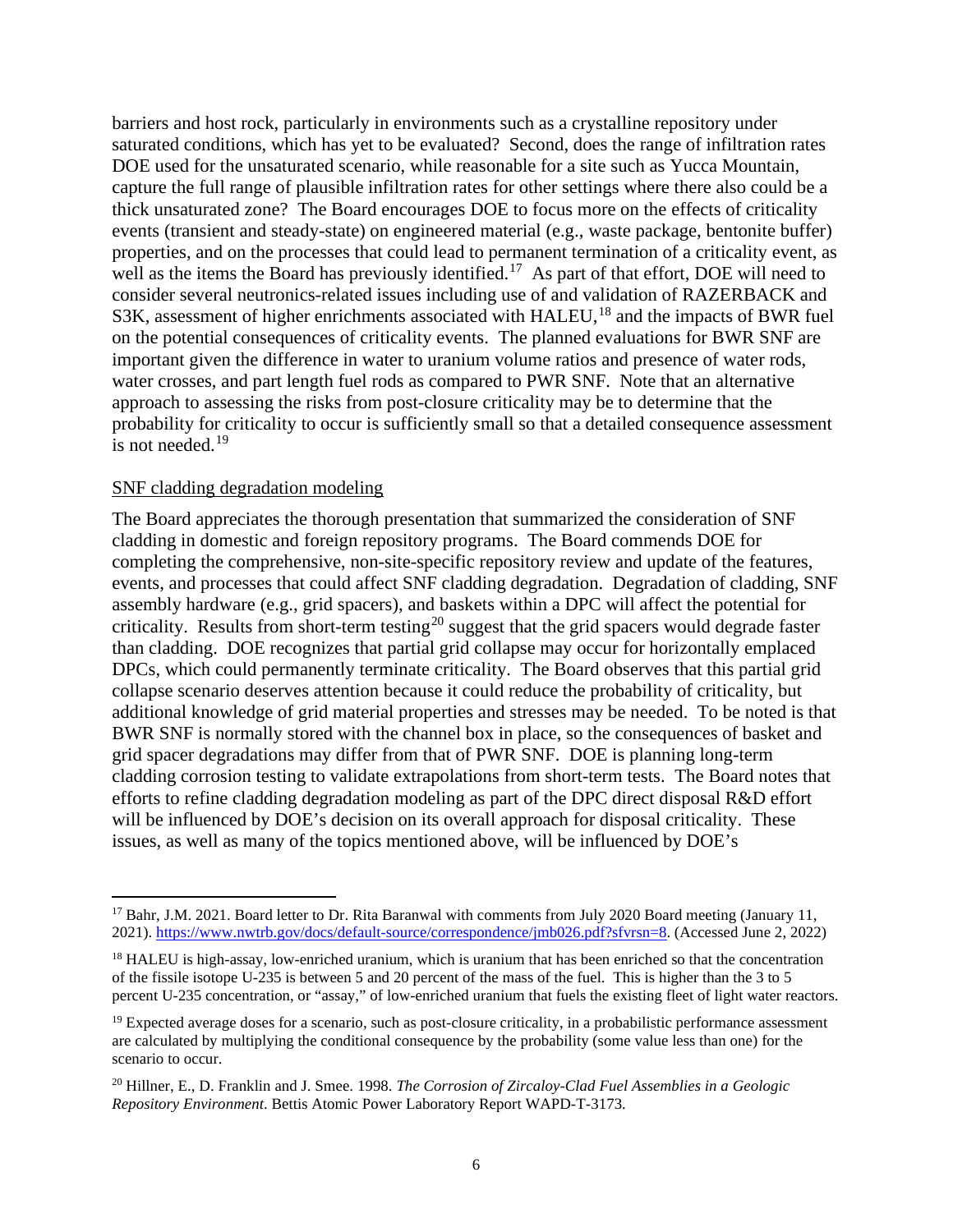barriers and host rock, particularly in environments such as a crystalline repository under saturated conditions, which has yet to be evaluated? Second, does the range of infiltration rates DOE used for the unsaturated scenario, while reasonable for a site such as Yucca Mountain, capture the full range of plausible infiltration rates for other settings where there also could be a thick unsaturated zone? The Board encourages DOE to focus more on the effects of criticality events (transient and steady-state) on engineered material (e.g., waste package, bentonite buffer) properties, and on the processes that could lead to permanent termination of a criticality event, as well as the items the Board has previously identified.[17] As part of that effort, DOE will need to consider several neutronics-related issues including use of and validation of RAZERBACK and S3K, assessment of higher enrichments associated with HALEU,[18] and the impacts of BWR fuel on the potential consequences of criticality events. The planned evaluations for BWR SNF are important given the difference in water to uranium volume ratios and presence of water rods, water crosses, and part length fuel rods as compared to PWR SNF. Note that an alternative approach to assessing the risks from post-closure criticality may be to determine that the probability for criticality to occur is sufficiently small so that a detailed consequence assessment is not needed.[19]

SNF cladding degradation modeling

The Board appreciates the thorough presentation that summarized the consideration of SNF cladding in domestic and foreign repository programs. The Board commends DOE for completing the comprehensive, non-site-specific repository review and update of the features, events, and processes that could affect SNF cladding degradation. Degradation of cladding, SNF assembly hardware (e.g., grid spacers), and baskets within a DPC will affect the potential for criticality. Results from short-term testing[20] suggest that the grid spacers would degrade faster than cladding. DOE recognizes that partial grid collapse may occur for horizontally emplaced DPCs, which could permanently terminate criticality. The Board observes that this partial grid collapse scenario deserves attention because it could reduce the probability of criticality, but additional knowledge of grid material properties and stresses may be needed. To be noted is that BWR SNF is normally stored with the channel box in place, so the consequences of basket and grid spacer degradations may differ from that of PWR SNF. DOE is planning long-term cladding corrosion testing to validate extrapolations from short-term tests. The Board notes that efforts to refine cladding degradation modeling as part of the DPC direct disposal R&D effort will be influenced by DOE's decision on its overall approach for disposal criticality. These issues, as well as many of the topics mentioned above, will be influenced by DOE's

---

[17] Bahr, J.M. 2021. Board letter to Dr. Rita Baranwal with comments from July 2020 Board meeting (January 11, 2021). https://www.nwtrb.gov/docs/default-source/correspondence/jmb026.pdf?sfvrsn=8. (Accessed June 2, 2022)

[18] HALEU is high-assay, low-enriched uranium, which is uranium that has been enriched so that the concentration of the fissile isotope U-235 is between 5 and 20 percent of the mass of the fuel. This is higher than the 3 to 5 percent U-235 concentration, or "assay," of low-enriched uranium that fuels the existing fleet of light water reactors.

[19] Expected average doses for a scenario, such as post-closure criticality, in a probabilistic performance assessment are calculated by multiplying the conditional consequence by the probability (some value less than one) for the scenario to occur.

[20] Hillner, E., D. Franklin and J. Smee. 1998. *The Corrosion of Zircaloy-Clad Fuel Assemblies in a Geologic Repository Environment*. Bettis Atomic Power Laboratory Report WAPD-T-3173.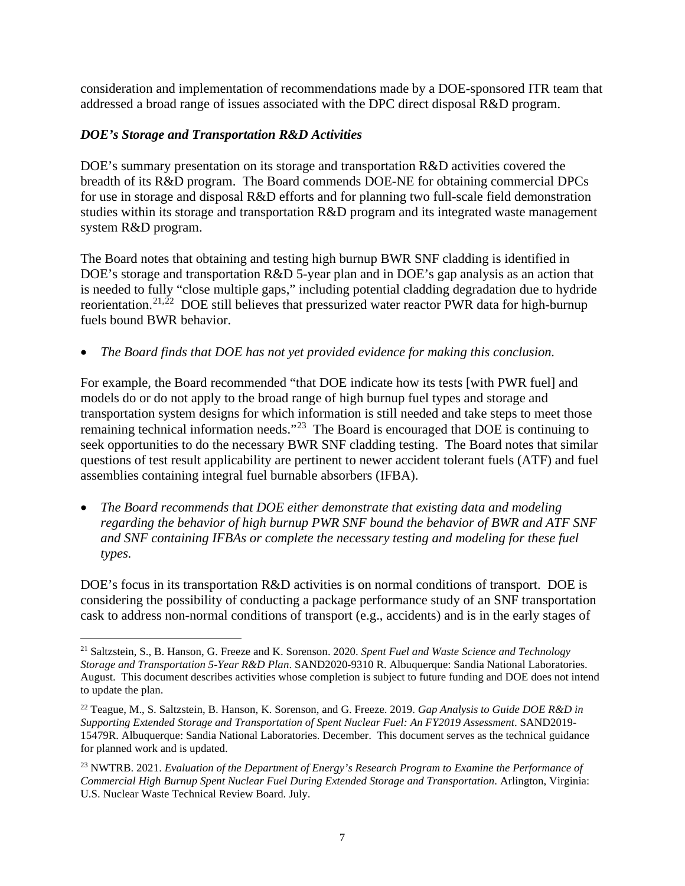consideration and implementation of recommendations made by a DOE-sponsored ITR team that addressed a broad range of issues associated with the DPC direct disposal R&D program.

***DOE's Storage and Transportation R&D Activities***

DOE's summary presentation on its storage and transportation R&D activities covered the breadth of its R&D program. The Board commends DOE-NE for obtaining commercial DPCs for use in storage and disposal R&D efforts and for planning two full-scale field demonstration studies within its storage and transportation R&D program and its integrated waste management system R&D program.

The Board notes that obtaining and testing high burnup BWR SNF cladding is identified in DOE's storage and transportation R&D 5-year plan and in DOE's gap analysis as an action that is needed to fully "close multiple gaps," including potential cladding degradation due to hydride reorientation.[21,22] DOE still believes that pressurized water reactor PWR data for high-burnup fuels bound BWR behavior.

- *The Board finds that DOE has not yet provided evidence for making this conclusion.*

For example, the Board recommended "that DOE indicate how its tests [with PWR fuel] and models do or do not apply to the broad range of high burnup fuel types and storage and transportation system designs for which information is still needed and take steps to meet those remaining technical information needs."[23] The Board is encouraged that DOE is continuing to seek opportunities to do the necessary BWR SNF cladding testing. The Board notes that similar questions of test result applicability are pertinent to newer accident tolerant fuels (ATF) and fuel assemblies containing integral fuel burnable absorbers (IFBA).

- *The Board recommends that DOE either demonstrate that existing data and modeling regarding the behavior of high burnup PWR SNF bound the behavior of BWR and ATF SNF and SNF containing IFBAs or complete the necessary testing and modeling for these fuel types.*

DOE's focus in its transportation R&D activities is on normal conditions of transport. DOE is considering the possibility of conducting a package performance study of an SNF transportation cask to address non-normal conditions of transport (e.g., accidents) and is in the early stages of

---

[21] Saltzstein, S., B. Hanson, G. Freeze and K. Sorenson. 2020. *Spent Fuel and Waste Science and Technology Storage and Transportation 5-Year R&D Plan*. SAND2020-9310 R. Albuquerque: Sandia National Laboratories. August. This document describes activities whose completion is subject to future funding and DOE does not intend to update the plan.

[22] Teague, M., S. Saltzstein, B. Hanson, K. Sorenson, and G. Freeze. 2019. *Gap Analysis to Guide DOE R&D in Supporting Extended Storage and Transportation of Spent Nuclear Fuel: An FY2019 Assessment*. SAND2019-15479R. Albuquerque: Sandia National Laboratories. December. This document serves as the technical guidance for planned work and is updated.

[23] NWTRB. 2021. *Evaluation of the Department of Energy's Research Program to Examine the Performance of Commercial High Burnup Spent Nuclear Fuel During Extended Storage and Transportation*. Arlington, Virginia: U.S. Nuclear Waste Technical Review Board. July.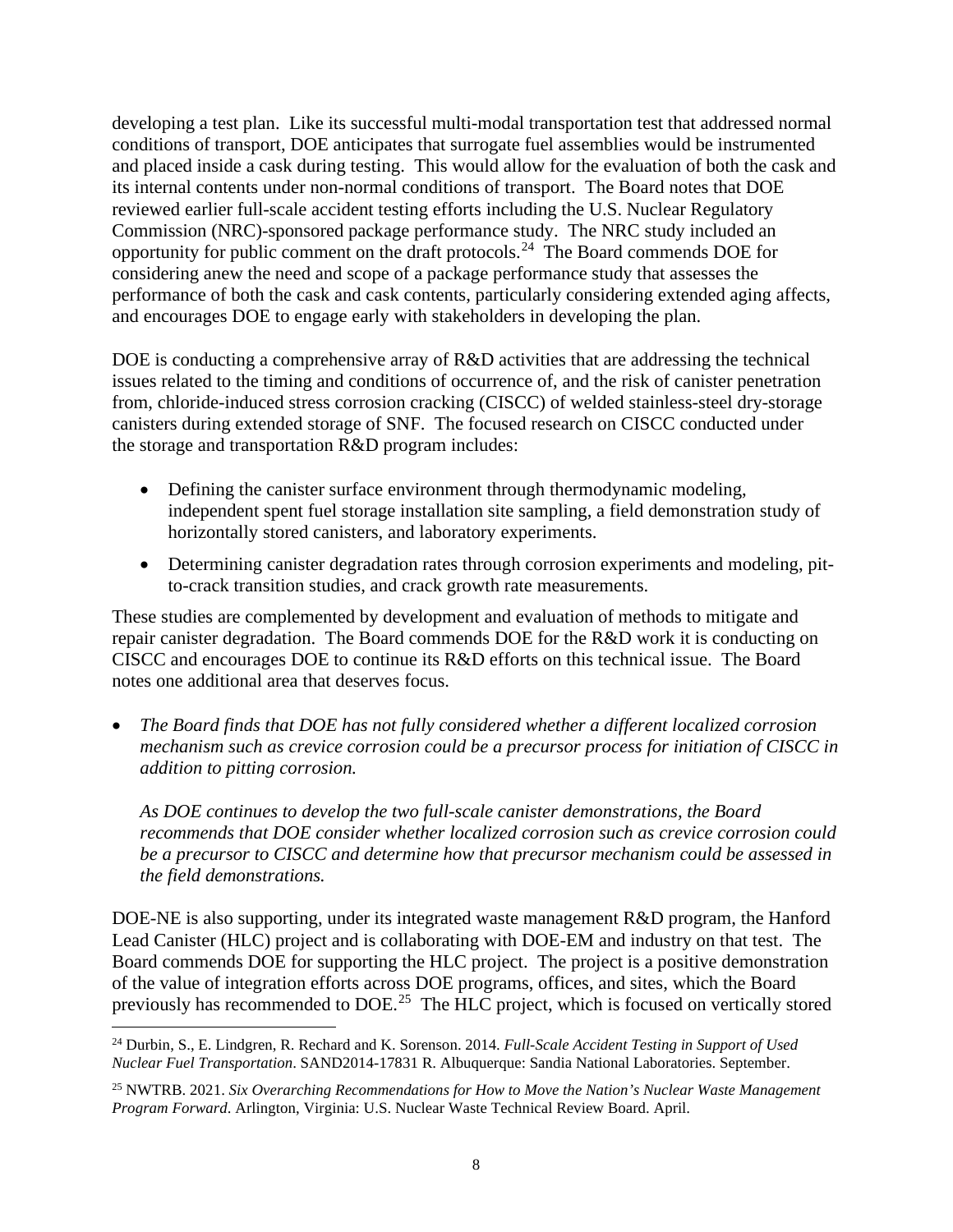developing a test plan. Like its successful multi-modal transportation test that addressed normal conditions of transport, DOE anticipates that surrogate fuel assemblies would be instrumented and placed inside a cask during testing. This would allow for the evaluation of both the cask and its internal contents under non-normal conditions of transport. The Board notes that DOE reviewed earlier full-scale accident testing efforts including the U.S. Nuclear Regulatory Commission (NRC)-sponsored package performance study. The NRC study included an opportunity for public comment on the draft protocols.[24] The Board commends DOE for considering anew the need and scope of a package performance study that assesses the performance of both the cask and cask contents, particularly considering extended aging affects, and encourages DOE to engage early with stakeholders in developing the plan.

DOE is conducting a comprehensive array of R&D activities that are addressing the technical issues related to the timing and conditions of occurrence of, and the risk of canister penetration from, chloride-induced stress corrosion cracking (CISCC) of welded stainless-steel dry-storage canisters during extended storage of SNF. The focused research on CISCC conducted under the storage and transportation R&D program includes:

- Defining the canister surface environment through thermodynamic modeling, independent spent fuel storage installation site sampling, a field demonstration study of horizontally stored canisters, and laboratory experiments.
- Determining canister degradation rates through corrosion experiments and modeling, pit-to-crack transition studies, and crack growth rate measurements.

These studies are complemented by development and evaluation of methods to mitigate and repair canister degradation. The Board commends DOE for the R&D work it is conducting on CISCC and encourages DOE to continue its R&D efforts on this technical issue. The Board notes one additional area that deserves focus.

- *The Board finds that DOE has not fully considered whether a different localized corrosion mechanism such as crevice corrosion could be a precursor process for initiation of CISCC in addition to pitting corrosion.*

  *As DOE continues to develop the two full-scale canister demonstrations, the Board recommends that DOE consider whether localized corrosion such as crevice corrosion could be a precursor to CISCC and determine how that precursor mechanism could be assessed in the field demonstrations.*

DOE-NE is also supporting, under its integrated waste management R&D program, the Hanford Lead Canister (HLC) project and is collaborating with DOE-EM and industry on that test. The Board commends DOE for supporting the HLC project. The project is a positive demonstration of the value of integration efforts across DOE programs, offices, and sites, which the Board previously has recommended to DOE.[25] The HLC project, which is focused on vertically stored

---

[24] Durbin, S., E. Lindgren, R. Rechard and K. Sorenson. 2014. *Full-Scale Accident Testing in Support of Used Nuclear Fuel Transportation*. SAND2014-17831 R. Albuquerque: Sandia National Laboratories. September.

[25] NWTRB. 2021. *Six Overarching Recommendations for How to Move the Nation's Nuclear Waste Management Program Forward*. Arlington, Virginia: U.S. Nuclear Waste Technical Review Board. April.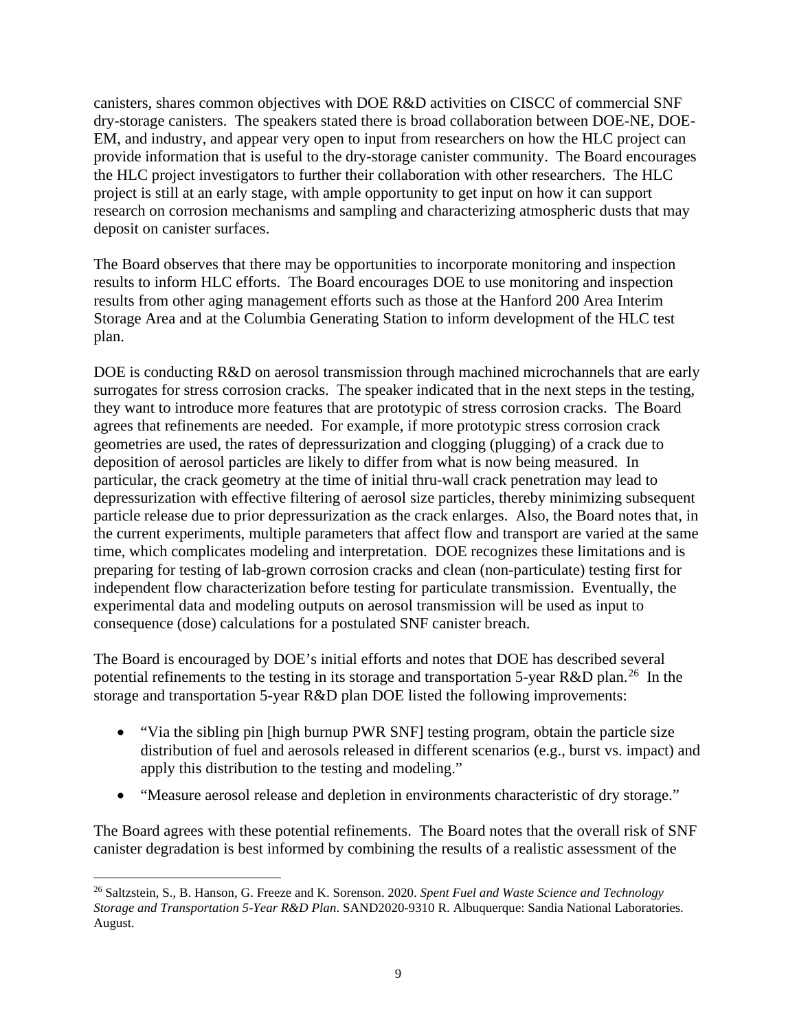canisters, shares common objectives with DOE R&D activities on CISCC of commercial SNF dry-storage canisters. The speakers stated there is broad collaboration between DOE-NE, DOE-EM, and industry, and appear very open to input from researchers on how the HLC project can provide information that is useful to the dry-storage canister community. The Board encourages the HLC project investigators to further their collaboration with other researchers. The HLC project is still at an early stage, with ample opportunity to get input on how it can support research on corrosion mechanisms and sampling and characterizing atmospheric dusts that may deposit on canister surfaces.

The Board observes that there may be opportunities to incorporate monitoring and inspection results to inform HLC efforts. The Board encourages DOE to use monitoring and inspection results from other aging management efforts such as those at the Hanford 200 Area Interim Storage Area and at the Columbia Generating Station to inform development of the HLC test plan.

DOE is conducting R&D on aerosol transmission through machined microchannels that are early surrogates for stress corrosion cracks. The speaker indicated that in the next steps in the testing, they want to introduce more features that are prototypic of stress corrosion cracks. The Board agrees that refinements are needed. For example, if more prototypic stress corrosion crack geometries are used, the rates of depressurization and clogging (plugging) of a crack due to deposition of aerosol particles are likely to differ from what is now being measured. In particular, the crack geometry at the time of initial thru-wall crack penetration may lead to depressurization with effective filtering of aerosol size particles, thereby minimizing subsequent particle release due to prior depressurization as the crack enlarges. Also, the Board notes that, in the current experiments, multiple parameters that affect flow and transport are varied at the same time, which complicates modeling and interpretation. DOE recognizes these limitations and is preparing for testing of lab-grown corrosion cracks and clean (non-particulate) testing first for independent flow characterization before testing for particulate transmission. Eventually, the experimental data and modeling outputs on aerosol transmission will be used as input to consequence (dose) calculations for a postulated SNF canister breach.

The Board is encouraged by DOE's initial efforts and notes that DOE has described several potential refinements to the testing in its storage and transportation 5-year R&D plan.[26] In the storage and transportation 5-year R&D plan DOE listed the following improvements:

- "Via the sibling pin [high burnup PWR SNF] testing program, obtain the particle size distribution of fuel and aerosols released in different scenarios (e.g., burst vs. impact) and apply this distribution to the testing and modeling."
- "Measure aerosol release and depletion in environments characteristic of dry storage."

The Board agrees with these potential refinements. The Board notes that the overall risk of SNF canister degradation is best informed by combining the results of a realistic assessment of the

[26] Saltzstein, S., B. Hanson, G. Freeze and K. Sorenson. 2020. *Spent Fuel and Waste Science and Technology Storage and Transportation 5-Year R&D Plan*. SAND2020-9310 R. Albuquerque: Sandia National Laboratories. August.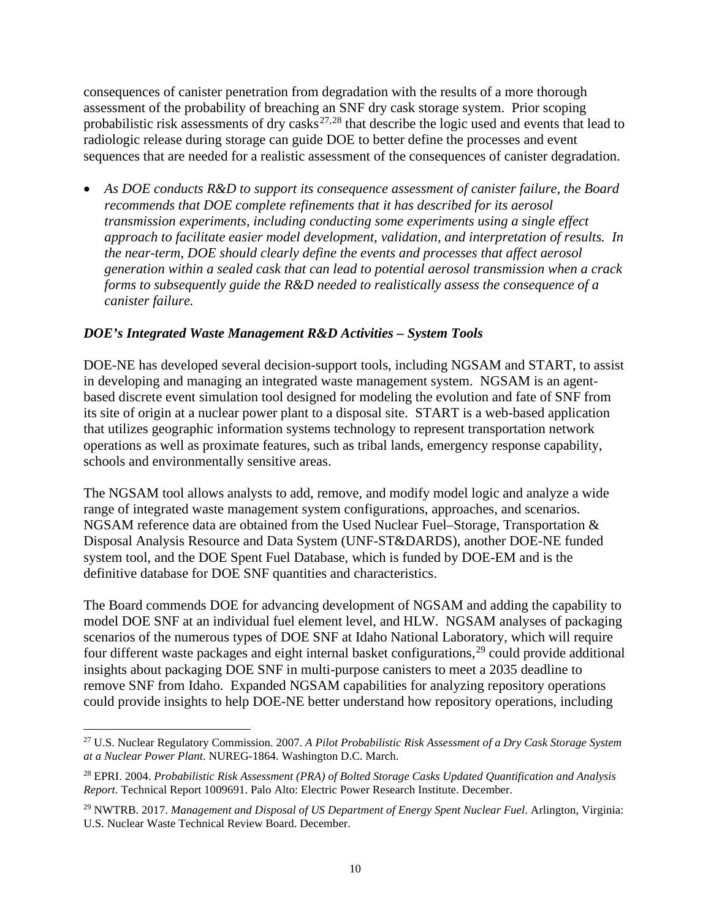consequences of canister penetration from degradation with the results of a more thorough assessment of the probability of breaching an SNF dry cask storage system. Prior scoping probabilistic risk assessments of dry casks[27,28] that describe the logic used and events that lead to radiologic release during storage can guide DOE to better define the processes and event sequences that are needed for a realistic assessment of the consequences of canister degradation.

- *As DOE conducts R&D to support its consequence assessment of canister failure, the Board recommends that DOE complete refinements that it has described for its aerosol transmission experiments, including conducting some experiments using a single effect approach to facilitate easier model development, validation, and interpretation of results. In the near-term, DOE should clearly define the events and processes that affect aerosol generation within a sealed cask that can lead to potential aerosol transmission when a crack forms to subsequently guide the R&D needed to realistically assess the consequence of a canister failure.*

### *DOE's Integrated Waste Management R&D Activities – System Tools*

DOE-NE has developed several decision-support tools, including NGSAM and START, to assist in developing and managing an integrated waste management system. NGSAM is an agent-based discrete event simulation tool designed for modeling the evolution and fate of SNF from its site of origin at a nuclear power plant to a disposal site. START is a web-based application that utilizes geographic information systems technology to represent transportation network operations as well as proximate features, such as tribal lands, emergency response capability, schools and environmentally sensitive areas.

The NGSAM tool allows analysts to add, remove, and modify model logic and analyze a wide range of integrated waste management system configurations, approaches, and scenarios. NGSAM reference data are obtained from the Used Nuclear Fuel–Storage, Transportation & Disposal Analysis Resource and Data System (UNF-ST&DARDS), another DOE-NE funded system tool, and the DOE Spent Fuel Database, which is funded by DOE-EM and is the definitive database for DOE SNF quantities and characteristics.

The Board commends DOE for advancing development of NGSAM and adding the capability to model DOE SNF at an individual fuel element level, and HLW. NGSAM analyses of packaging scenarios of the numerous types of DOE SNF at Idaho National Laboratory, which will require four different waste packages and eight internal basket configurations,[29] could provide additional insights about packaging DOE SNF in multi-purpose canisters to meet a 2035 deadline to remove SNF from Idaho. Expanded NGSAM capabilities for analyzing repository operations could provide insights to help DOE-NE better understand how repository operations, including

---

[27] U.S. Nuclear Regulatory Commission. 2007. *A Pilot Probabilistic Risk Assessment of a Dry Cask Storage System at a Nuclear Power Plant*. NUREG-1864. Washington D.C. March.

[28] EPRI. 2004. *Probabilistic Risk Assessment (PRA) of Bolted Storage Casks Updated Quantification and Analysis Report*. Technical Report 1009691. Palo Alto: Electric Power Research Institute. December.

[29] NWTRB. 2017. *Management and Disposal of US Department of Energy Spent Nuclear Fuel*. Arlington, Virginia: U.S. Nuclear Waste Technical Review Board. December.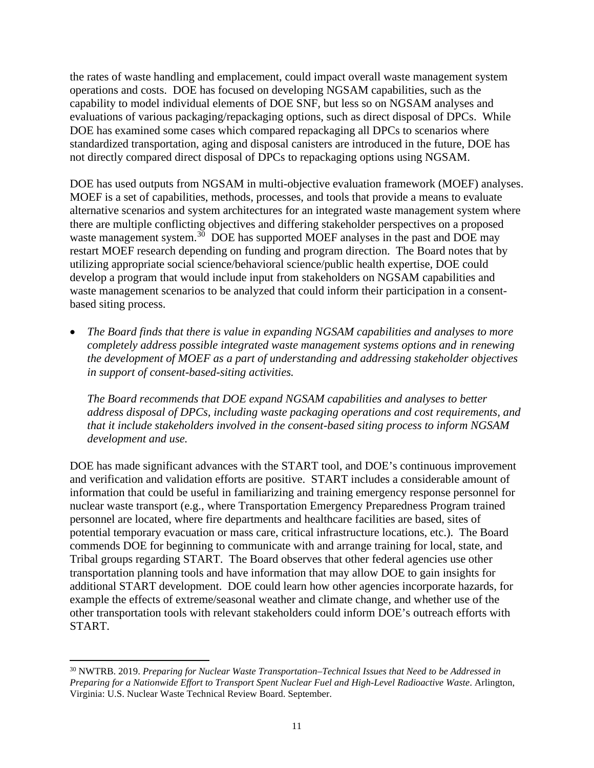the rates of waste handling and emplacement, could impact overall waste management system operations and costs. DOE has focused on developing NGSAM capabilities, such as the capability to model individual elements of DOE SNF, but less so on NGSAM analyses and evaluations of various packaging/repackaging options, such as direct disposal of DPCs. While DOE has examined some cases which compared repackaging all DPCs to scenarios where standardized transportation, aging and disposal canisters are introduced in the future, DOE has not directly compared direct disposal of DPCs to repackaging options using NGSAM.

DOE has used outputs from NGSAM in multi-objective evaluation framework (MOEF) analyses. MOEF is a set of capabilities, methods, processes, and tools that provide a means to evaluate alternative scenarios and system architectures for an integrated waste management system where there are multiple conflicting objectives and differing stakeholder perspectives on a proposed waste management system.[30] DOE has supported MOEF analyses in the past and DOE may restart MOEF research depending on funding and program direction. The Board notes that by utilizing appropriate social science/behavioral science/public health expertise, DOE could develop a program that would include input from stakeholders on NGSAM capabilities and waste management scenarios to be analyzed that could inform their participation in a consent-based siting process.

- *The Board finds that there is value in expanding NGSAM capabilities and analyses to more completely address possible integrated waste management systems options and in renewing the development of MOEF as a part of understanding and addressing stakeholder objectives in support of consent-based-siting activities.*

  *The Board recommends that DOE expand NGSAM capabilities and analyses to better address disposal of DPCs, including waste packaging operations and cost requirements, and that it include stakeholders involved in the consent-based siting process to inform NGSAM development and use.*

DOE has made significant advances with the START tool, and DOE's continuous improvement and verification and validation efforts are positive. START includes a considerable amount of information that could be useful in familiarizing and training emergency response personnel for nuclear waste transport (e.g., where Transportation Emergency Preparedness Program trained personnel are located, where fire departments and healthcare facilities are based, sites of potential temporary evacuation or mass care, critical infrastructure locations, etc.). The Board commends DOE for beginning to communicate with and arrange training for local, state, and Tribal groups regarding START. The Board observes that other federal agencies use other transportation planning tools and have information that may allow DOE to gain insights for additional START development. DOE could learn how other agencies incorporate hazards, for example the effects of extreme/seasonal weather and climate change, and whether use of the other transportation tools with relevant stakeholders could inform DOE's outreach efforts with START.

---

[30] NWTRB. 2019. *Preparing for Nuclear Waste Transportation–Technical Issues that Need to be Addressed in Preparing for a Nationwide Effort to Transport Spent Nuclear Fuel and High-Level Radioactive Waste*. Arlington, Virginia: U.S. Nuclear Waste Technical Review Board. September.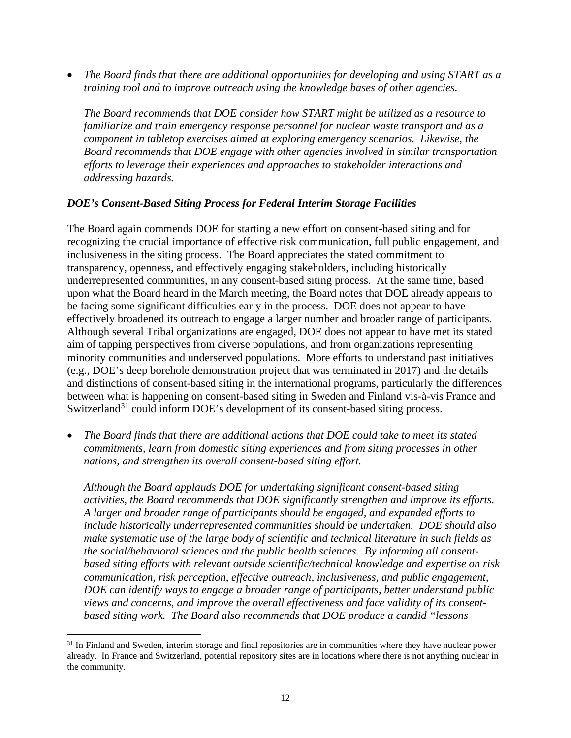- *The Board finds that there are additional opportunities for developing and using START as a training tool and to improve outreach using the knowledge bases of other agencies.*

  *The Board recommends that DOE consider how START might be utilized as a resource to familiarize and train emergency response personnel for nuclear waste transport and as a component in tabletop exercises aimed at exploring emergency scenarios. Likewise, the Board recommends that DOE engage with other agencies involved in similar transportation efforts to leverage their experiences and approaches to stakeholder interactions and addressing hazards.*

### *DOE's Consent-Based Siting Process for Federal Interim Storage Facilities*

The Board again commends DOE for starting a new effort on consent-based siting and for recognizing the crucial importance of effective risk communication, full public engagement, and inclusiveness in the siting process. The Board appreciates the stated commitment to transparency, openness, and effectively engaging stakeholders, including historically underrepresented communities, in any consent-based siting process. At the same time, based upon what the Board heard in the March meeting, the Board notes that DOE already appears to be facing some significant difficulties early in the process. DOE does not appear to have effectively broadened its outreach to engage a larger number and broader range of participants. Although several Tribal organizations are engaged, DOE does not appear to have met its stated aim of tapping perspectives from diverse populations, and from organizations representing minority communities and underserved populations. More efforts to understand past initiatives (e.g., DOE's deep borehole demonstration project that was terminated in 2017) and the details and distinctions of consent-based siting in the international programs, particularly the differences between what is happening on consent-based siting in Sweden and Finland vis-à-vis France and Switzerland[31] could inform DOE's development of its consent-based siting process.

- *The Board finds that there are additional actions that DOE could take to meet its stated commitments, learn from domestic siting experiences and from siting processes in other nations, and strengthen its overall consent-based siting effort.*

  *Although the Board applauds DOE for undertaking significant consent-based siting activities, the Board recommends that DOE significantly strengthen and improve its efforts. A larger and broader range of participants should be engaged, and expanded efforts to include historically underrepresented communities should be undertaken. DOE should also make systematic use of the large body of scientific and technical literature in such fields as the social/behavioral sciences and the public health sciences. By informing all consent-based siting efforts with relevant outside scientific/technical knowledge and expertise on risk communication, risk perception, effective outreach, inclusiveness, and public engagement, DOE can identify ways to engage a broader range of participants, better understand public views and concerns, and improve the overall effectiveness and face validity of its consent-based siting work. The Board also recommends that DOE produce a candid "lessons*

[31] In Finland and Sweden, interim storage and final repositories are in communities where they have nuclear power already. In France and Switzerland, potential repository sites are in locations where there is not anything nuclear in the community.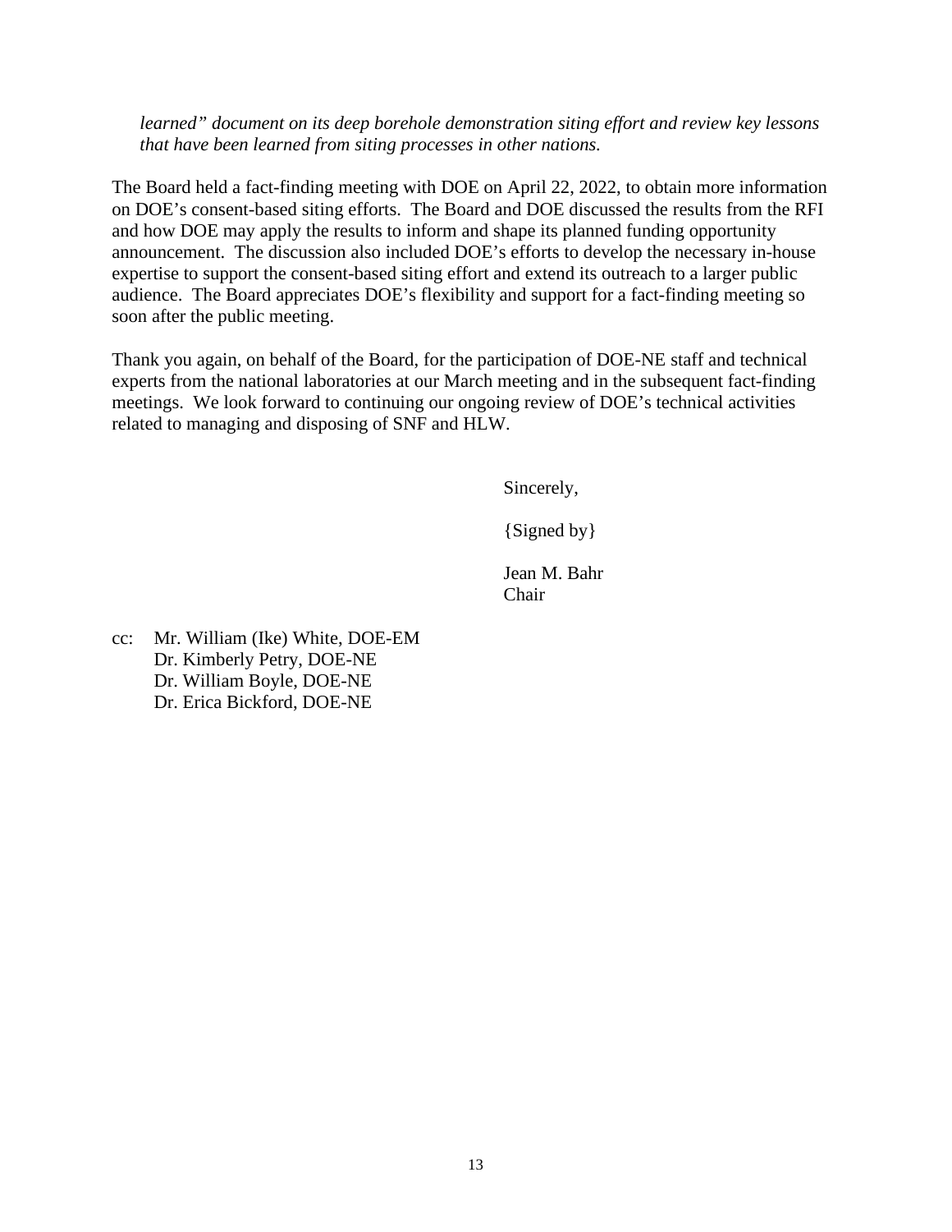*learned" document on its deep borehole demonstration siting effort and review key lessons that have been learned from siting processes in other nations.*

The Board held a fact-finding meeting with DOE on April 22, 2022, to obtain more information on DOE's consent-based siting efforts. The Board and DOE discussed the results from the RFI and how DOE may apply the results to inform and shape its planned funding opportunity announcement. The discussion also included DOE's efforts to develop the necessary in-house expertise to support the consent-based siting effort and extend its outreach to a larger public audience. The Board appreciates DOE's flexibility and support for a fact-finding meeting so soon after the public meeting.

Thank you again, on behalf of the Board, for the participation of DOE-NE staff and technical experts from the national laboratories at our March meeting and in the subsequent fact-finding meetings. We look forward to continuing our ongoing review of DOE's technical activities related to managing and disposing of SNF and HLW.

Sincerely,

{Signed by}

Jean M. Bahr
Chair

cc: Mr. William (Ike) White, DOE-EM
Dr. Kimberly Petry, DOE-NE
Dr. William Boyle, DOE-NE
Dr. Erica Bickford, DOE-NE